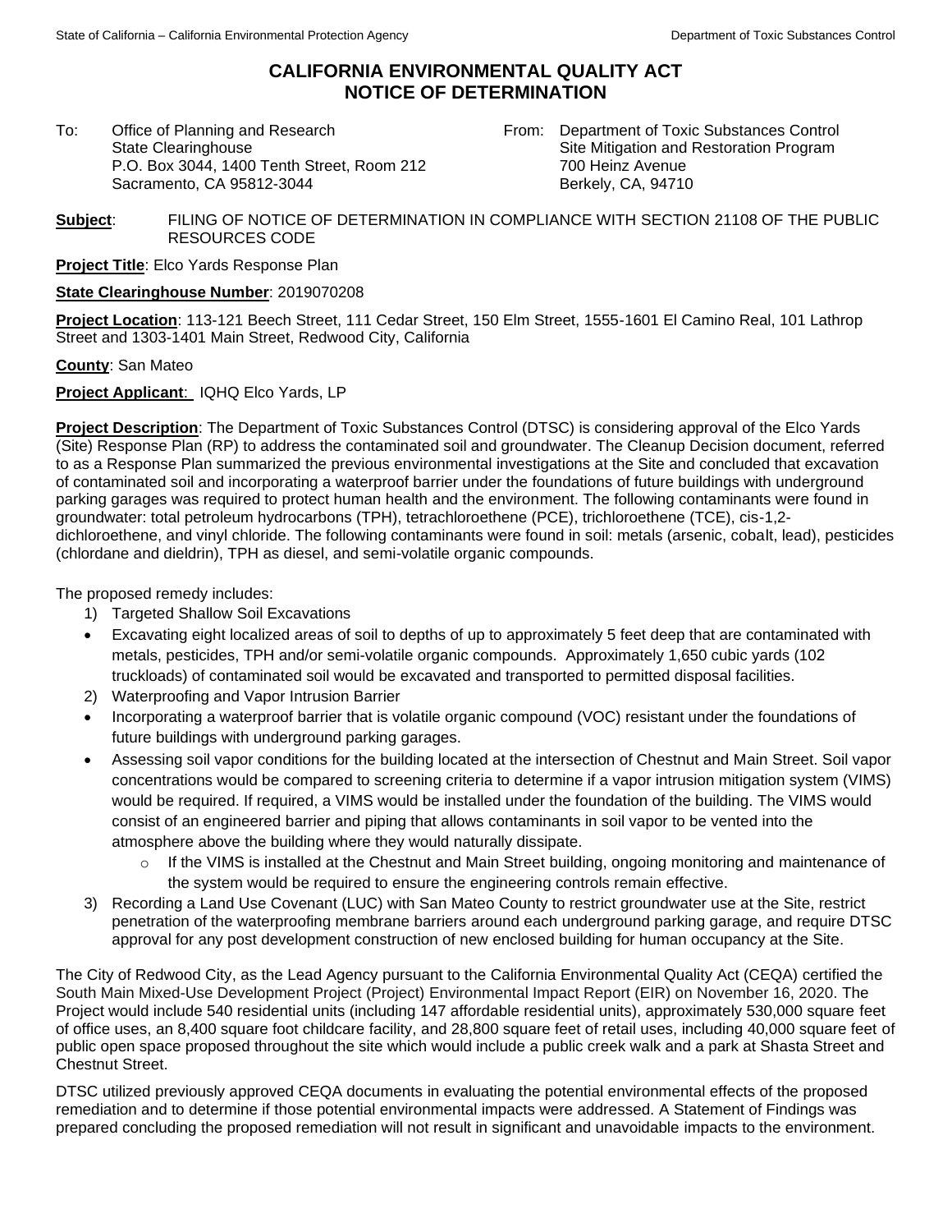State of California – California Environmental Protection Agency

Department of Toxic Substances Control

# CALIFORNIA ENVIRONMENTAL QUALITY ACT
# NOTICE OF DETERMINATION

To: Office of Planning and Research
State Clearinghouse
P.O. Box 3044, 1400 Tenth Street, Room 212
Sacramento, CA 95812-3044

From: Department of Toxic Substances Control
Site Mitigation and Restoration Program
700 Heinz Avenue
Berkely, CA, 94710

**Subject**: FILING OF NOTICE OF DETERMINATION IN COMPLIANCE WITH SECTION 21108 OF THE PUBLIC RESOURCES CODE

**Project Title**: Elco Yards Response Plan

**State Clearinghouse Number**: 2019070208

**Project Location**: 113-121 Beech Street, 111 Cedar Street, 150 Elm Street, 1555-1601 El Camino Real, 101 Lathrop Street and 1303-1401 Main Street, Redwood City, California

**County**: San Mateo

**Project Applicant**: IQHQ Elco Yards, LP

**Project Description**: The Department of Toxic Substances Control (DTSC) is considering approval of the Elco Yards (Site) Response Plan (RP) to address the contaminated soil and groundwater. The Cleanup Decision document, referred to as a Response Plan summarized the previous environmental investigations at the Site and concluded that excavation of contaminated soil and incorporating a waterproof barrier under the foundations of future buildings with underground parking garages was required to protect human health and the environment. The following contaminants were found in groundwater: total petroleum hydrocarbons (TPH), tetrachloroethene (PCE), trichloroethene (TCE), cis-1,2-dichloroethene, and vinyl chloride. The following contaminants were found in soil: metals (arsenic, cobalt, lead), pesticides (chlordane and dieldrin), TPH as diesel, and semi-volatile organic compounds.

The proposed remedy includes:

1) Targeted Shallow Soil Excavations
   - Excavating eight localized areas of soil to depths of up to approximately 5 feet deep that are contaminated with metals, pesticides, TPH and/or semi-volatile organic compounds. Approximately 1,650 cubic yards (102 truckloads) of contaminated soil would be excavated and transported to permitted disposal facilities.
2) Waterproofing and Vapor Intrusion Barrier
   - Incorporating a waterproof barrier that is volatile organic compound (VOC) resistant under the foundations of future buildings with underground parking garages.
   - Assessing soil vapor conditions for the building located at the intersection of Chestnut and Main Street. Soil vapor concentrations would be compared to screening criteria to determine if a vapor intrusion mitigation system (VIMS) would be required. If required, a VIMS would be installed under the foundation of the building. The VIMS would consist of an engineered barrier and piping that allows contaminants in soil vapor to be vented into the atmosphere above the building where they would naturally dissipate.
     - If the VIMS is installed at the Chestnut and Main Street building, ongoing monitoring and maintenance of the system would be required to ensure the engineering controls remain effective.
3) Recording a Land Use Covenant (LUC) with San Mateo County to restrict groundwater use at the Site, restrict penetration of the waterproofing membrane barriers around each underground parking garage, and require DTSC approval for any post development construction of new enclosed building for human occupancy at the Site.

The City of Redwood City, as the Lead Agency pursuant to the California Environmental Quality Act (CEQA) certified the South Main Mixed-Use Development Project (Project) Environmental Impact Report (EIR) on November 16, 2020. The Project would include 540 residential units (including 147 affordable residential units), approximately 530,000 square feet of office uses, an 8,400 square foot childcare facility, and 28,800 square feet of retail uses, including 40,000 square feet of public open space proposed throughout the site which would include a public creek walk and a park at Shasta Street and Chestnut Street.

DTSC utilized previously approved CEQA documents in evaluating the potential environmental effects of the proposed remediation and to determine if those potential environmental impacts were addressed. A Statement of Findings was prepared concluding the proposed remediation will not result in significant and unavoidable impacts to the environment.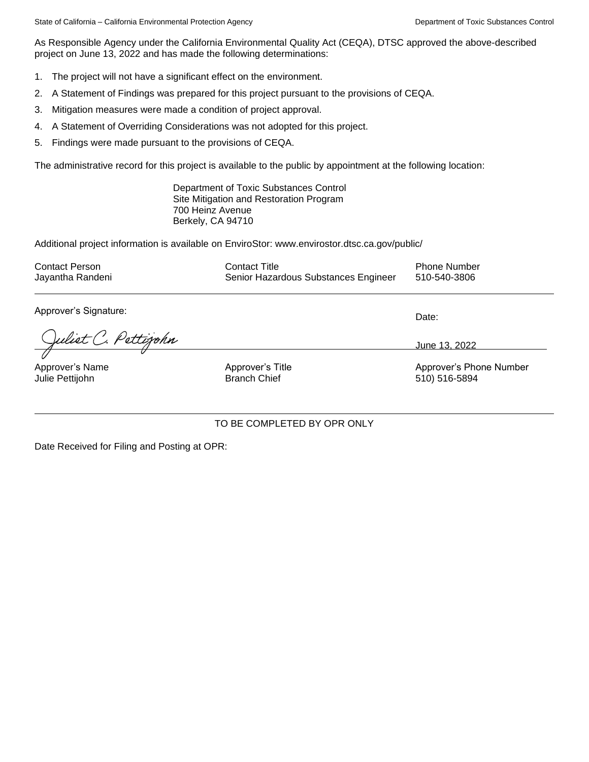As Responsible Agency under the California Environmental Quality Act (CEQA), DTSC approved the above-described project on June 13, 2022 and has made the following determinations:

1. The project will not have a significant effect on the environment.
2. A Statement of Findings was prepared for this project pursuant to the provisions of CEQA.
3. Mitigation measures were made a condition of project approval.
4. A Statement of Overriding Considerations was not adopted for this project.
5. Findings were made pursuant to the provisions of CEQA.

The administrative record for this project is available to the public by appointment at the following location:

Department of Toxic Substances Control
Site Mitigation and Restoration Program
700 Heinz Avenue
Berkely, CA 94710

Additional project information is available on EnviroStor: www.envirostor.dtsc.ca.gov/public/

| Contact Person | Contact Title | Phone Number |
| --- | --- | --- |
| Jayantha Randeni | Senior Hazardous Substances Engineer | 510-540-3806 |

Approver's Signature: Juliet C. Pettijohn

Date: June 13, 2022

| Approver's Name | Approver's Title | Approver's Phone Number |
| --- | --- | --- |
| Julie Pettijohn | Branch Chief | 510) 516-5894 |

TO BE COMPLETED BY OPR ONLY

Date Received for Filing and Posting at OPR: